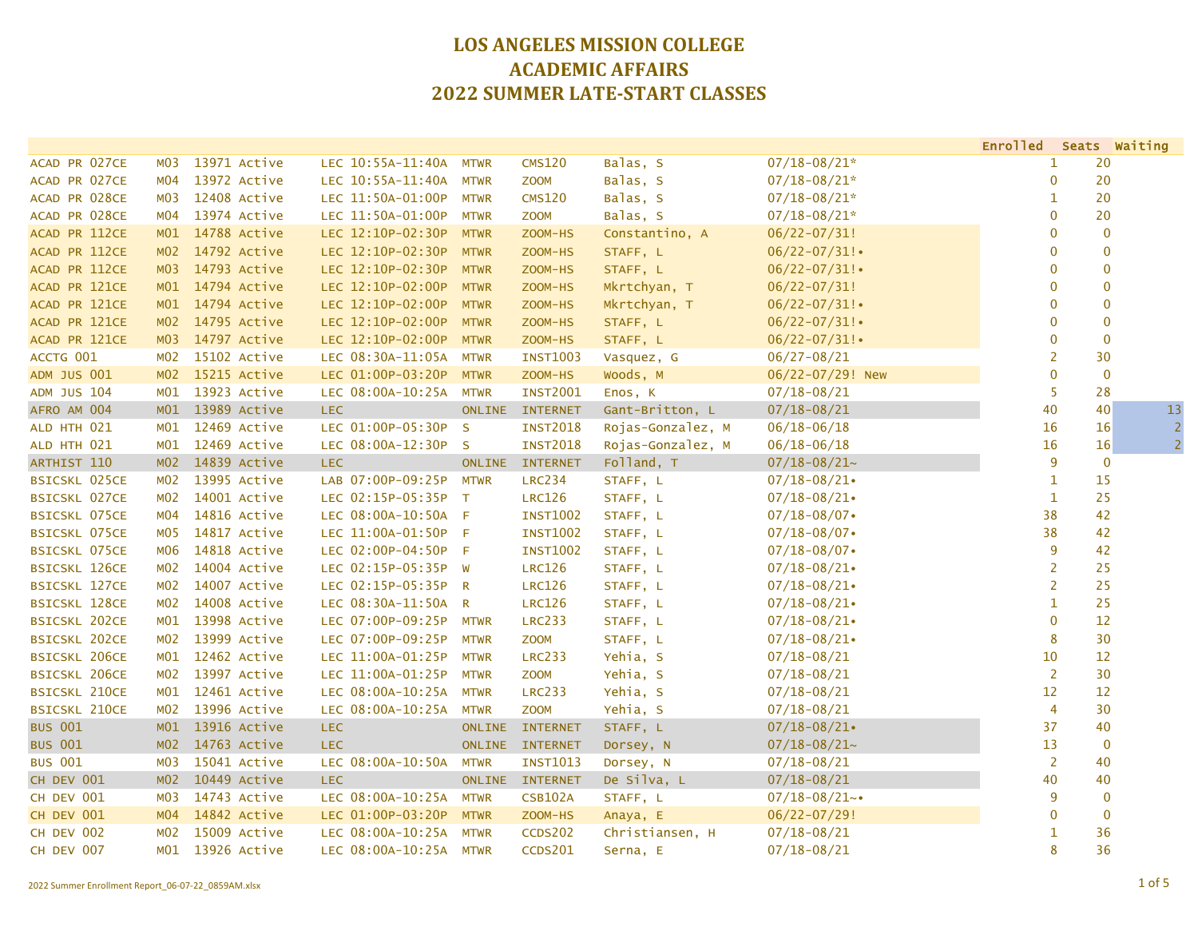# LOS ANGELES MISSION COLLEGE
# ACADEMIC AFFAIRS
# 2022 SUMMER LATE-START CLASSES

| Course | Section | Class # | Status | Type / Time | Days | Room | Instructor | Dates | Enrolled | Seats | Waiting |
|---|---|---|---|---|---|---|---|---|---|---|---|
| ACAD PR 027CE | M03 | 13971 | Active | LEC 10:55A-11:40A | MTWR | CMS120 | Balas, S | 07/18-08/21* | 1 | 20 | |
| ACAD PR 027CE | M04 | 13972 | Active | LEC 10:55A-11:40A | MTWR | ZOOM | Balas, S | 07/18-08/21* | 0 | 20 | |
| ACAD PR 028CE | M03 | 12408 | Active | LEC 11:50A-01:00P | MTWR | CMS120 | Balas, S | 07/18-08/21* | 1 | 20 | |
| ACAD PR 028CE | M04 | 13974 | Active | LEC 11:50A-01:00P | MTWR | ZOOM | Balas, S | 07/18-08/21* | 0 | 20 | |
| ACAD PR 112CE | M01 | 14788 | Active | LEC 12:10P-02:30P | MTWR | ZOOM-HS | Constantino, A | 06/22-07/31! | 0 | 0 | |
| ACAD PR 112CE | M02 | 14792 | Active | LEC 12:10P-02:30P | MTWR | ZOOM-HS | STAFF, L | 06/22-07/31!• | 0 | 0 | |
| ACAD PR 112CE | M03 | 14793 | Active | LEC 12:10P-02:30P | MTWR | ZOOM-HS | STAFF, L | 06/22-07/31!• | 0 | 0 | |
| ACAD PR 121CE | M01 | 14794 | Active | LEC 12:10P-02:00P | MTWR | ZOOM-HS | Mkrtchyan, T | 06/22-07/31! | 0 | 0 | |
| ACAD PR 121CE | M01 | 14794 | Active | LEC 12:10P-02:00P | MTWR | ZOOM-HS | Mkrtchyan, T | 06/22-07/31!• | 0 | 0 | |
| ACAD PR 121CE | M02 | 14795 | Active | LEC 12:10P-02:00P | MTWR | ZOOM-HS | STAFF, L | 06/22-07/31!• | 0 | 0 | |
| ACAD PR 121CE | M03 | 14797 | Active | LEC 12:10P-02:00P | MTWR | ZOOM-HS | STAFF, L | 06/22-07/31!• | 0 | 0 | |
| ACCTG 001 | M02 | 15102 | Active | LEC 08:30A-11:05A | MTWR | INST1003 | Vasquez, G | 06/27-08/21 | 2 | 30 | |
| ADM JUS 001 | M02 | 15215 | Active | LEC 01:00P-03:20P | MTWR | ZOOM-HS | Woods, M | 06/22-07/29! New | 0 | 0 | |
| ADM JUS 104 | M01 | 13923 | Active | LEC 08:00A-10:25A | MTWR | INST2001 | Enos, K | 07/18-08/21 | 5 | 28 | |
| AFRO AM 004 | M01 | 13989 | Active | LEC | ONLINE | INTERNET | Gant-Britton, L | 07/18-08/21 | 40 | 40 | 13 |
| ALD HTH 021 | M01 | 12469 | Active | LEC 01:00P-05:30P | S | INST2018 | Rojas-Gonzalez, M | 06/18-06/18 | 16 | 16 | 2 |
| ALD HTH 021 | M01 | 12469 | Active | LEC 08:00A-12:30P | S | INST2018 | Rojas-Gonzalez, M | 06/18-06/18 | 16 | 16 | 2 |
| ARTHIST 110 | M02 | 14839 | Active | LEC | ONLINE | INTERNET | Folland, T | 07/18-08/21~ | 9 | 0 | |
| BSICSKL 025CE | M02 | 13995 | Active | LAB 07:00P-09:25P | MTWR | LRC234 | STAFF, L | 07/18-08/21• | 1 | 15 | |
| BSICSKL 027CE | M02 | 14001 | Active | LEC 02:15P-05:35P | T | LRC126 | STAFF, L | 07/18-08/21• | 1 | 25 | |
| BSICSKL 075CE | M04 | 14816 | Active | LEC 08:00A-10:50A | F | INST1002 | STAFF, L | 07/18-08/07• | 38 | 42 | |
| BSICSKL 075CE | M05 | 14817 | Active | LEC 11:00A-01:50P | F | INST1002 | STAFF, L | 07/18-08/07• | 38 | 42 | |
| BSICSKL 075CE | M06 | 14818 | Active | LEC 02:00P-04:50P | F | INST1002 | STAFF, L | 07/18-08/07• | 9 | 42 | |
| BSICSKL 126CE | M02 | 14004 | Active | LEC 02:15P-05:35P | W | LRC126 | STAFF, L | 07/18-08/21• | 2 | 25 | |
| BSICSKL 127CE | M02 | 14007 | Active | LEC 02:15P-05:35P | R | LRC126 | STAFF, L | 07/18-08/21• | 2 | 25 | |
| BSICSKL 128CE | M02 | 14008 | Active | LEC 08:30A-11:50A | R | LRC126 | STAFF, L | 07/18-08/21• | 1 | 25 | |
| BSICSKL 202CE | M01 | 13998 | Active | LEC 07:00P-09:25P | MTWR | LRC233 | STAFF, L | 07/18-08/21• | 0 | 12 | |
| BSICSKL 202CE | M02 | 13999 | Active | LEC 07:00P-09:25P | MTWR | ZOOM | STAFF, L | 07/18-08/21• | 8 | 30 | |
| BSICSKL 206CE | M01 | 12462 | Active | LEC 11:00A-01:25P | MTWR | LRC233 | Yehia, S | 07/18-08/21 | 10 | 12 | |
| BSICSKL 206CE | M02 | 13997 | Active | LEC 11:00A-01:25P | MTWR | ZOOM | Yehia, S | 07/18-08/21 | 2 | 30 | |
| BSICSKL 210CE | M01 | 12461 | Active | LEC 08:00A-10:25A | MTWR | LRC233 | Yehia, S | 07/18-08/21 | 12 | 12 | |
| BSICSKL 210CE | M02 | 13996 | Active | LEC 08:00A-10:25A | MTWR | ZOOM | Yehia, S | 07/18-08/21 | 4 | 30 | |
| BUS 001 | M01 | 13916 | Active | LEC | ONLINE | INTERNET | STAFF, L | 07/18-08/21• | 37 | 40 | |
| BUS 001 | M02 | 14763 | Active | LEC | ONLINE | INTERNET | Dorsey, N | 07/18-08/21~ | 13 | 0 | |
| BUS 001 | M03 | 15041 | Active | LEC 08:00A-10:50A | MTWR | INST1013 | Dorsey, N | 07/18-08/21 | 2 | 40 | |
| CH DEV 001 | M02 | 10449 | Active | LEC | ONLINE | INTERNET | De Silva, L | 07/18-08/21 | 40 | 40 | |
| CH DEV 001 | M03 | 14743 | Active | LEC 08:00A-10:25A | MTWR | CSB102A | STAFF, L | 07/18-08/21~• | 9 | 0 | |
| CH DEV 001 | M04 | 14842 | Active | LEC 01:00P-03:20P | MTWR | ZOOM-HS | Anaya, E | 06/22-07/29! | 0 | 0 | |
| CH DEV 002 | M02 | 15009 | Active | LEC 08:00A-10:25A | MTWR | CCDS202 | Christiansen, H | 07/18-08/21 | 1 | 36 | |
| CH DEV 007 | M01 | 13926 | Active | LEC 08:00A-10:25A | MTWR | CCDS201 | Serna, E | 07/18-08/21 | 8 | 36 | |

2022 Summer Enrollment Report_06-07-22_0859AM.xlsx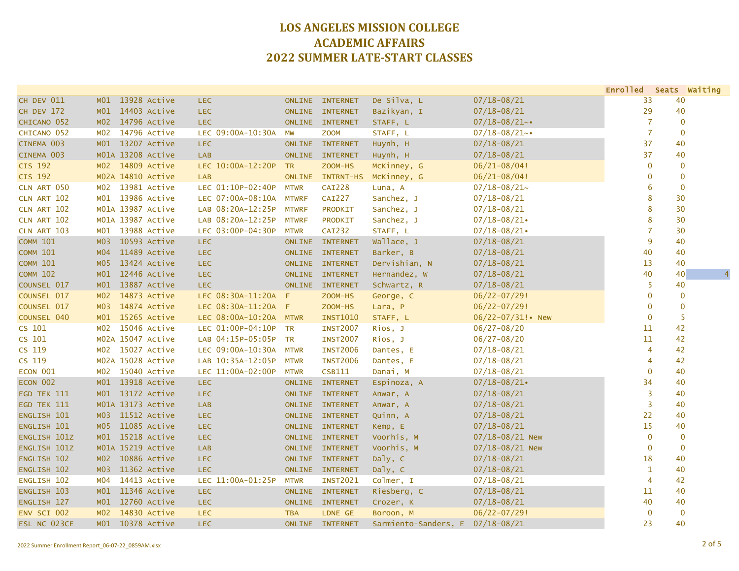# LOS ANGELES MISSION COLLEGE
# ACADEMIC AFFAIRS
# 2022 SUMMER LATE-START CLASSES

| Course | Section | Class # | Status | Type/Time | Days | Location | Instructor | Dates | Enrolled | Seats | Waiting |
|---|---|---|---|---|---|---|---|---|---|---|---|
| CH DEV 011 | M01 | 13928 | Active | LEC | ONLINE | INTERNET | De Silva, L | 07/18-08/21 | 33 | 40 | |
| CH DEV 172 | M01 | 14403 | Active | LEC | ONLINE | INTERNET | Bazikyan, I | 07/18-08/21 | 29 | 40 | |
| CHICANO 052 | M02 | 14796 | Active | LEC | ONLINE | INTERNET | STAFF, L | 07/18-08/21~• | 7 | 0 | |
| CHICANO 052 | M02 | 14796 | Active | LEC 09:00A-10:30A | MW | ZOOM | STAFF, L | 07/18-08/21~• | 7 | 0 | |
| CINEMA 003 | M01 | 13207 | Active | LEC | ONLINE | INTERNET | Huynh, H | 07/18-08/21 | 37 | 40 | |
| CINEMA 003 | M01A | 13208 | Active | LAB | ONLINE | INTERNET | Huynh, H | 07/18-08/21 | 37 | 40 | |
| CIS 192 | M02 | 14809 | Active | LEC 10:00A-12:20P | TR | ZOOM-HS | McKinney, G | 06/21-08/04! | 0 | 0 | |
| CIS 192 | M02A | 14810 | Active | LAB | ONLINE | INTRNT-HS | McKinney, G | 06/21-08/04! | 0 | 0 | |
| CLN ART 050 | M02 | 13981 | Active | LEC 01:10P-02:40P | MTWR | CAI228 | Luna, A | 07/18-08/21~ | 6 | 0 | |
| CLN ART 102 | M01 | 13986 | Active | LEC 07:00A-08:10A | MTWRF | CAI227 | Sanchez, J | 07/18-08/21 | 8 | 30 | |
| CLN ART 102 | M01A | 13987 | Active | LAB 08:20A-12:25P | MTWRF | PRODKIT | Sanchez, J | 07/18-08/21 | 8 | 30 | |
| CLN ART 102 | M01A | 13987 | Active | LAB 08:20A-12:25P | MTWRF | PRODKIT | Sanchez, J | 07/18-08/21• | 8 | 30 | |
| CLN ART 103 | M01 | 13988 | Active | LEC 03:00P-04:30P | MTWR | CAI232 | STAFF, L | 07/18-08/21• | 7 | 30 | |
| COMM 101 | M03 | 10593 | Active | LEC | ONLINE | INTERNET | Wallace, J | 07/18-08/21 | 9 | 40 | |
| COMM 101 | M04 | 11489 | Active | LEC | ONLINE | INTERNET | Barker, B | 07/18-08/21 | 40 | 40 | |
| COMM 101 | M05 | 13424 | Active | LEC | ONLINE | INTERNET | Dervishian, N | 07/18-08/21 | 13 | 40 | |
| COMM 102 | M01 | 12446 | Active | LEC | ONLINE | INTERNET | Hernandez, W | 07/18-08/21 | 40 | 40 | 4 |
| COUNSEL 017 | M01 | 13887 | Active | LEC | ONLINE | INTERNET | Schwartz, R | 07/18-08/21 | 5 | 40 | |
| COUNSEL 017 | M02 | 14873 | Active | LEC 08:30A-11:20A | F | ZOOM-HS | George, C | 06/22-07/29! | 0 | 0 | |
| COUNSEL 017 | M03 | 14874 | Active | LEC 08:30A-11:20A | F | ZOOM-HS | Lara, P | 06/22-07/29! | 0 | 0 | |
| COUNSEL 040 | M01 | 15265 | Active | LEC 08:00A-10:20A | MTWR | INST1010 | STAFF, L | 06/22-07/31!• New | 0 | 5 | |
| CS 101 | M02 | 15046 | Active | LEC 01:00P-04:10P | TR | INST2007 | Rios, J | 06/27-08/20 | 11 | 42 | |
| CS 101 | M02A | 15047 | Active | LAB 04:15P-05:05P | TR | INST2007 | Rios, J | 06/27-08/20 | 11 | 42 | |
| CS 119 | M02 | 15027 | Active | LEC 09:00A-10:30A | MTWR | INST2006 | Dantes, E | 07/18-08/21 | 4 | 42 | |
| CS 119 | M02A | 15028 | Active | LAB 10:35A-12:05P | MTWR | INST2006 | Dantes, E | 07/18-08/21 | 4 | 42 | |
| ECON 001 | M02 | 15040 | Active | LEC 11:00A-02:00P | MTWR | CSB111 | Danai, M | 07/18-08/21 | 0 | 40 | |
| ECON 002 | M01 | 13918 | Active | LEC | ONLINE | INTERNET | Espinoza, A | 07/18-08/21• | 34 | 40 | |
| EGD TEK 111 | M01 | 13172 | Active | LEC | ONLINE | INTERNET | Anwar, A | 07/18-08/21 | 3 | 40 | |
| EGD TEK 111 | M01A | 13173 | Active | LAB | ONLINE | INTERNET | Anwar, A | 07/18-08/21 | 3 | 40 | |
| ENGLISH 101 | M03 | 11512 | Active | LEC | ONLINE | INTERNET | Quinn, A | 07/18-08/21 | 22 | 40 | |
| ENGLISH 101 | M05 | 11085 | Active | LEC | ONLINE | INTERNET | Kemp, E | 07/18-08/21 | 15 | 40 | |
| ENGLISH 101Z | M01 | 15218 | Active | LEC | ONLINE | INTERNET | Voorhis, M | 07/18-08/21 New | 0 | 0 | |
| ENGLISH 101Z | M01A | 15219 | Active | LAB | ONLINE | INTERNET | Voorhis, M | 07/18-08/21 New | 0 | 0 | |
| ENGLISH 102 | M02 | 10886 | Active | LEC | ONLINE | INTERNET | Daly, C | 07/18-08/21 | 18 | 40 | |
| ENGLISH 102 | M03 | 11362 | Active | LEC | ONLINE | INTERNET | Daly, C | 07/18-08/21 | 1 | 40 | |
| ENGLISH 102 | M04 | 14413 | Active | LEC 11:00A-01:25P | MTWR | INST2021 | Colmer, I | 07/18-08/21 | 4 | 42 | |
| ENGLISH 103 | M01 | 11346 | Active | LEC | ONLINE | INTERNET | Riesberg, C | 07/18-08/21 | 11 | 40 | |
| ENGLISH 127 | M01 | 12760 | Active | LEC | ONLINE | INTERNET | Crozer, K | 07/18-08/21 | 40 | 40 | |
| ENV SCI 002 | M02 | 14830 | Active | LEC | TBA | LDNE GE | Boroon, M | 06/22-07/29! | 0 | 0 | |
| ESL NC 023CE | M01 | 10378 | Active | LEC | ONLINE | INTERNET | Sarmiento-Sanders, E | 07/18-08/21 | 23 | 40 | |

2022 Summer Enrollment Report_06-07-22_0859AM.xlsx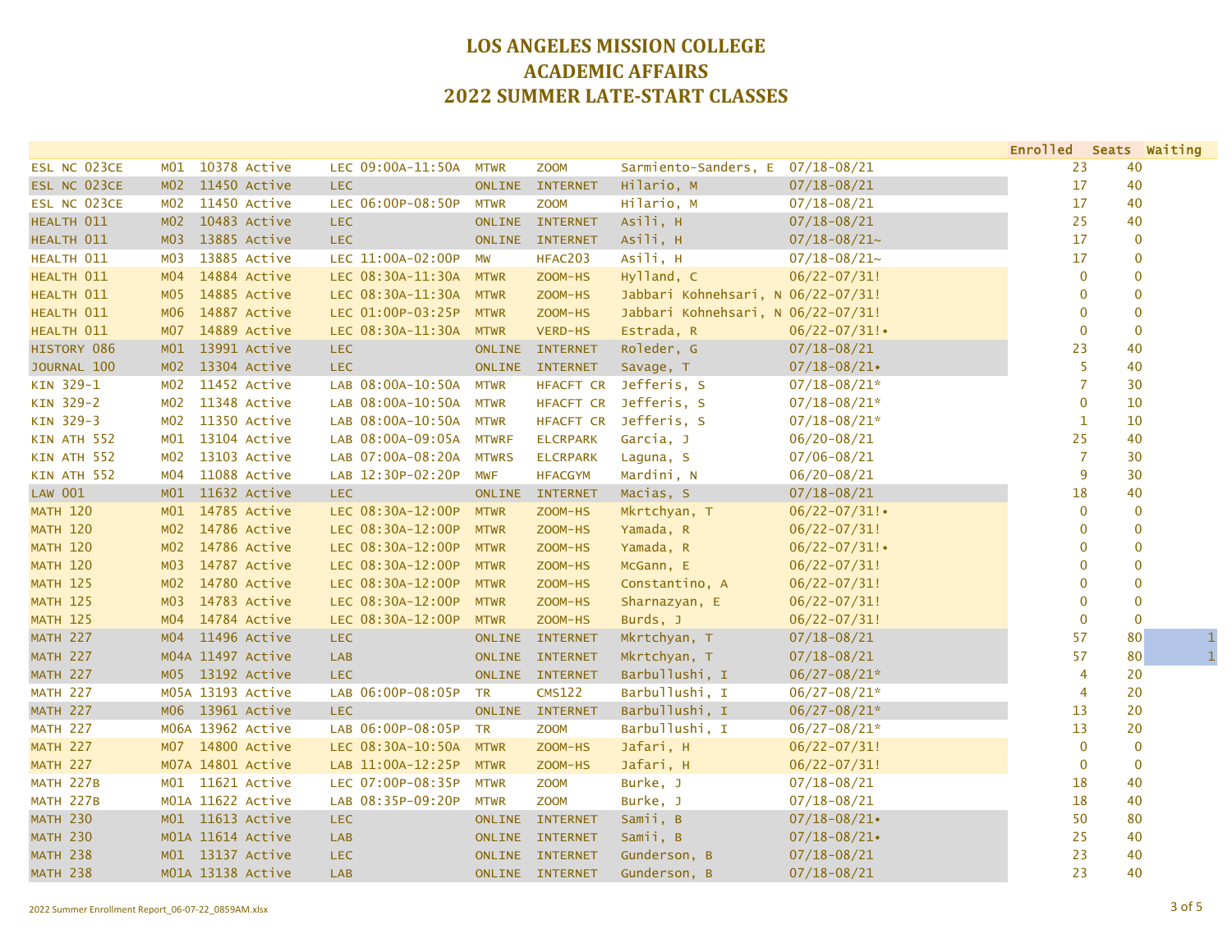# LOS ANGELES MISSION COLLEGE
# ACADEMIC AFFAIRS
# 2022 SUMMER LATE-START CLASSES

| Course | Section | Number | Status | Type | Time | Days | Location | Instructor | Dates | Enrolled | Seats | Waiting |
|---|---|---|---|---|---|---|---|---|---|---|---|---|
| ESL NC 023CE | M01 | 10378 | Active | LEC | 09:00A-11:50A | MTWR | ZOOM | Sarmiento-Sanders, E | 07/18-08/21 | 23 | 40 | |
| ESL NC 023CE | M02 | 11450 | Active | LEC | | ONLINE | INTERNET | Hilario, M | 07/18-08/21 | 17 | 40 | |
| ESL NC 023CE | M02 | 11450 | Active | LEC | 06:00P-08:50P | MTWR | ZOOM | Hilario, M | 07/18-08/21 | 17 | 40 | |
| HEALTH 011 | M02 | 10483 | Active | LEC | | ONLINE | INTERNET | Asili, H | 07/18-08/21 | 25 | 40 | |
| HEALTH 011 | M03 | 13885 | Active | LEC | | ONLINE | INTERNET | Asili, H | 07/18-08/21~ | 17 | 0 | |
| HEALTH 011 | M03 | 13885 | Active | LEC | 11:00A-02:00P | MW | HFAC203 | Asili, H | 07/18-08/21~ | 17 | 0 | |
| HEALTH 011 | M04 | 14884 | Active | LEC | 08:30A-11:30A | MTWR | ZOOM-HS | Hylland, C | 06/22-07/31! | 0 | 0 | |
| HEALTH 011 | M05 | 14885 | Active | LEC | 08:30A-11:30A | MTWR | ZOOM-HS | Jabbari Kohnehsari, N | 06/22-07/31! | 0 | 0 | |
| HEALTH 011 | M06 | 14887 | Active | LEC | 01:00P-03:25P | MTWR | ZOOM-HS | Jabbari Kohnehsari, N | 06/22-07/31! | 0 | 0 | |
| HEALTH 011 | M07 | 14889 | Active | LEC | 08:30A-11:30A | MTWR | VERD-HS | Estrada, R | 06/22-07/31!• | 0 | 0 | |
| HISTORY 086 | M01 | 13991 | Active | LEC | | ONLINE | INTERNET | Roleder, G | 07/18-08/21 | 23 | 40 | |
| JOURNAL 100 | M02 | 13304 | Active | LEC | | ONLINE | INTERNET | Savage, T | 07/18-08/21• | 5 | 40 | |
| KIN 329-1 | M02 | 11452 | Active | LAB | 08:00A-10:50A | MTWR | HFACFT CR | Jefferis, S | 07/18-08/21* | 7 | 30 | |
| KIN 329-2 | M02 | 11348 | Active | LAB | 08:00A-10:50A | MTWR | HFACFT CR | Jefferis, S | 07/18-08/21* | 0 | 10 | |
| KIN 329-3 | M02 | 11350 | Active | LAB | 08:00A-10:50A | MTWR | HFACFT CR | Jefferis, S | 07/18-08/21* | 1 | 10 | |
| KIN ATH 552 | M01 | 13104 | Active | LAB | 08:00A-09:05A | MTWRF | ELCRPARK | Garcia, J | 06/20-08/21 | 25 | 40 | |
| KIN ATH 552 | M02 | 13103 | Active | LAB | 07:00A-08:20A | MTWRS | ELCRPARK | Laguna, S | 07/06-08/21 | 7 | 30 | |
| KIN ATH 552 | M04 | 11088 | Active | LAB | 12:30P-02:20P | MWF | HFACGYM | Mardini, N | 06/20-08/21 | 9 | 30 | |
| LAW 001 | M01 | 11632 | Active | LEC | | ONLINE | INTERNET | Macias, S | 07/18-08/21 | 18 | 40 | |
| MATH 120 | M01 | 14785 | Active | LEC | 08:30A-12:00P | MTWR | ZOOM-HS | Mkrtchyan, T | 06/22-07/31!• | 0 | 0 | |
| MATH 120 | M02 | 14786 | Active | LEC | 08:30A-12:00P | MTWR | ZOOM-HS | Yamada, R | 06/22-07/31! | 0 | 0 | |
| MATH 120 | M02 | 14786 | Active | LEC | 08:30A-12:00P | MTWR | ZOOM-HS | Yamada, R | 06/22-07/31!• | 0 | 0 | |
| MATH 120 | M03 | 14787 | Active | LEC | 08:30A-12:00P | MTWR | ZOOM-HS | McGann, E | 06/22-07/31! | 0 | 0 | |
| MATH 125 | M02 | 14780 | Active | LEC | 08:30A-12:00P | MTWR | ZOOM-HS | Constantino, A | 06/22-07/31! | 0 | 0 | |
| MATH 125 | M03 | 14783 | Active | LEC | 08:30A-12:00P | MTWR | ZOOM-HS | Sharnazyan, E | 06/22-07/31! | 0 | 0 | |
| MATH 125 | M04 | 14784 | Active | LEC | 08:30A-12:00P | MTWR | ZOOM-HS | Burds, J | 06/22-07/31! | 0 | 0 | |
| MATH 227 | M04 | 11496 | Active | LEC | | ONLINE | INTERNET | Mkrtchyan, T | 07/18-08/21 | 57 | 80 | 1 |
| MATH 227 | M04A | 11497 | Active | LAB | | ONLINE | INTERNET | Mkrtchyan, T | 07/18-08/21 | 57 | 80 | 1 |
| MATH 227 | M05 | 13192 | Active | LEC | | ONLINE | INTERNET | Barbullushi, I | 06/27-08/21* | 4 | 20 | |
| MATH 227 | M05A | 13193 | Active | LAB | 06:00P-08:05P | TR | CMS122 | Barbullushi, I | 06/27-08/21* | 4 | 20 | |
| MATH 227 | M06 | 13961 | Active | LEC | | ONLINE | INTERNET | Barbullushi, I | 06/27-08/21* | 13 | 20 | |
| MATH 227 | M06A | 13962 | Active | LAB | 06:00P-08:05P | TR | ZOOM | Barbullushi, I | 06/27-08/21* | 13 | 20 | |
| MATH 227 | M07 | 14800 | Active | LEC | 08:30A-10:50A | MTWR | ZOOM-HS | Jafari, H | 06/22-07/31! | 0 | 0 | |
| MATH 227 | M07A | 14801 | Active | LAB | 11:00A-12:25P | MTWR | ZOOM-HS | Jafari, H | 06/22-07/31! | 0 | 0 | |
| MATH 227B | M01 | 11621 | Active | LEC | 07:00P-08:35P | MTWR | ZOOM | Burke, J | 07/18-08/21 | 18 | 40 | |
| MATH 227B | M01A | 11622 | Active | LAB | 08:35P-09:20P | MTWR | ZOOM | Burke, J | 07/18-08/21 | 18 | 40 | |
| MATH 230 | M01 | 11613 | Active | LEC | | ONLINE | INTERNET | Samii, B | 07/18-08/21• | 50 | 80 | |
| MATH 230 | M01A | 11614 | Active | LAB | | ONLINE | INTERNET | Samii, B | 07/18-08/21• | 25 | 40 | |
| MATH 238 | M01 | 13137 | Active | LEC | | ONLINE | INTERNET | Gunderson, B | 07/18-08/21 | 23 | 40 | |
| MATH 238 | M01A | 13138 | Active | LAB | | ONLINE | INTERNET | Gunderson, B | 07/18-08/21 | 23 | 40 | |

2022 Summer Enrollment Report_06-07-22_0859AM.xlsx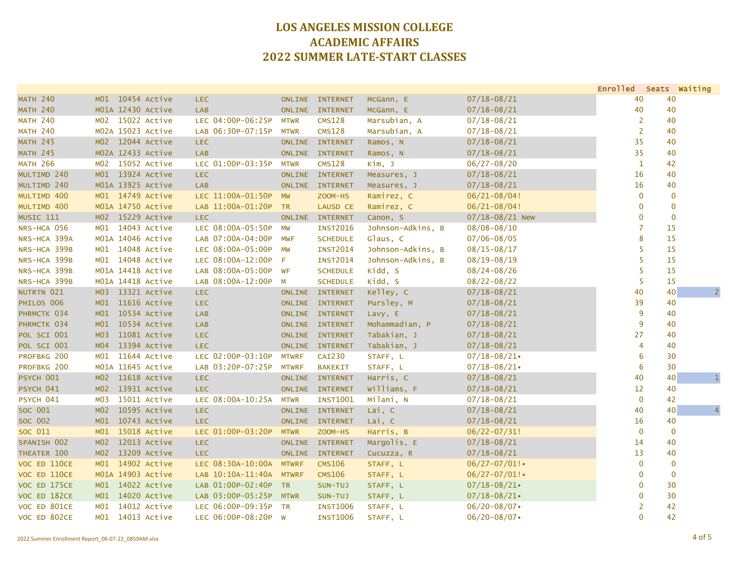# LOS ANGELES MISSION COLLEGE
# ACADEMIC AFFAIRS
# 2022 SUMMER LATE-START CLASSES

| Course | Section | Class # | Status | Type/Time | Days | Room | Instructor | Dates | Enrolled | Seats | Waiting |
|---|---|---|---|---|---|---|---|---|---|---|---|
| MATH 240 | M01 | 10454 | Active | LEC | ONLINE | INTERNET | McGann, E | 07/18-08/21 | 40 | 40 | |
| MATH 240 | M01A | 12430 | Active | LAB | ONLINE | INTERNET | McGann, E | 07/18-08/21 | 40 | 40 | |
| MATH 240 | M02 | 15022 | Active | LEC 04:00P-06:25P | MTWR | CMS128 | Marsubian, A | 07/18-08/21 | 2 | 40 | |
| MATH 240 | M02A | 15023 | Active | LAB 06:30P-07:15P | MTWR | CMS128 | Marsubian, A | 07/18-08/21 | 2 | 40 | |
| MATH 245 | M02 | 12044 | Active | LEC | ONLINE | INTERNET | Ramos, N | 07/18-08/21 | 35 | 40 | |
| MATH 245 | M02A | 12433 | Active | LAB | ONLINE | INTERNET | Ramos, N | 07/18-08/21 | 35 | 40 | |
| MATH 266 | M02 | 15052 | Active | LEC 01:00P-03:35P | MTWR | CMS128 | Kim, J | 06/27-08/20 | 1 | 42 | |
| MULTIMD 240 | M01 | 13924 | Active | LEC | ONLINE | INTERNET | Measures, J | 07/18-08/21 | 16 | 40 | |
| MULTIMD 240 | M01A | 13925 | Active | LAB | ONLINE | INTERNET | Measures, J | 07/18-08/21 | 16 | 40 | |
| MULTIMD 400 | M01 | 14749 | Active | LEC 11:00A-01:50P | MW | ZOOM-HS | Ramirez, C | 06/21-08/04! | 0 | 0 | |
| MULTIMD 400 | M01A | 14750 | Active | LAB 11:00A-01:20P | TR | LAUSD CE | Ramirez, C | 06/21-08/04! | 0 | 0 | |
| MUSIC 111 | M02 | 15229 | Active | LEC | ONLINE | INTERNET | Canon, S | 07/18-08/21 New | 0 | 0 | |
| NRS-HCA 056 | M01 | 14043 | Active | LEC 08:00A-05:50P | MW | INST2016 | Johnson-Adkins, B | 08/08-08/10 | 7 | 15 | |
| NRS-HCA 399A | M01A | 14046 | Active | LAB 07:00A-04:00P | MWF | SCHEDULE | Glaus, C | 07/06-08/05 | 8 | 15 | |
| NRS-HCA 399B | M01 | 14048 | Active | LEC 08:00A-05:00P | MW | INST2014 | Johnson-Adkins, B | 08/15-08/17 | 5 | 15 | |
| NRS-HCA 399B | M01 | 14048 | Active | LEC 08:00A-12:00P | F | INST2014 | Johnson-Adkins, B | 08/19-08/19 | 5 | 15 | |
| NRS-HCA 399B | M01A | 14418 | Active | LAB 08:00A-05:00P | WF | SCHEDULE | Kidd, S | 08/24-08/26 | 5 | 15 | |
| NRS-HCA 399B | M01A | 14418 | Active | LAB 08:00A-12:00P | M | SCHEDULE | Kidd, S | 08/22-08/22 | 5 | 15 | |
| NUTRTN 021 | M03 | 13321 | Active | LEC | ONLINE | INTERNET | Kelley, C | 07/18-08/21 | 40 | 40 | 2 |
| PHILOS 006 | M01 | 11616 | Active | LEC | ONLINE | INTERNET | Pursley, M | 07/18-08/21 | 39 | 40 | |
| PHRMCTK 034 | M01 | 10534 | Active | LAB | ONLINE | INTERNET | Lavy, E | 07/18-08/21 | 9 | 40 | |
| PHRMCTK 034 | M01 | 10534 | Active | LAB | ONLINE | INTERNET | Mohammadian, P | 07/18-08/21 | 9 | 40 | |
| POL SCI 001 | M03 | 11081 | Active | LEC | ONLINE | INTERNET | Tabakian, J | 07/18-08/21 | 27 | 40 | |
| POL SCI 001 | M04 | 13394 | Active | LEC | ONLINE | INTERNET | Tabakian, J | 07/18-08/21 | 4 | 40 | |
| PROFBKG 200 | M01 | 11644 | Active | LEC 02:00P-03:10P | MTWRF | CAI230 | STAFF, L | 07/18-08/21• | 6 | 30 | |
| PROFBKG 200 | M01A | 11645 | Active | LAB 03:20P-07:25P | MTWRF | BAKEKIT | STAFF, L | 07/18-08/21• | 6 | 30 | |
| PSYCH 001 | M02 | 11618 | Active | LEC | ONLINE | INTERNET | Harris, C | 07/18-08/21 | 40 | 40 | 1 |
| PSYCH 041 | M02 | 13931 | Active | LEC | ONLINE | INTERNET | Williams, F | 07/18-08/21 | 12 | 40 | |
| PSYCH 041 | M03 | 15011 | Active | LEC 08:00A-10:25A | MTWR | INST1001 | Milani, N | 07/18-08/21 | 0 | 42 | |
| SOC 001 | M02 | 10595 | Active | LEC | ONLINE | INTERNET | Lai, C | 07/18-08/21 | 40 | 40 | 4 |
| SOC 002 | M01 | 10743 | Active | LEC | ONLINE | INTERNET | Lai, C | 07/18-08/21 | 16 | 40 | |
| SOC 011 | M01 | 15018 | Active | LEC 01:00P-03:20P | MTWR | ZOOM-HS | Harris, B | 06/22-07/31! | 0 | 0 | |
| SPANISH 002 | M02 | 12013 | Active | LEC | ONLINE | INTERNET | Margolis, E | 07/18-08/21 | 14 | 40 | |
| THEATER 100 | M02 | 13209 | Active | LEC | ONLINE | INTERNET | Cucuzza, R | 07/18-08/21 | 13 | 40 | |
| VOC ED 110CE | M01 | 14902 | Active | LEC 08:30A-10:00A | MTWRF | CMS106 | STAFF, L | 06/27-07/01!• | 0 | 0 | |
| VOC ED 110CE | M01A | 14903 | Active | LAB 10:10A-11:40A | MTWRF | CMS106 | STAFF, L | 06/27-07/01!• | 0 | 0 | |
| VOC ED 175CE | M01 | 14022 | Active | LAB 01:00P-02:40P | TR | SUN-TUJ | STAFF, L | 07/18-08/21• | 0 | 30 | |
| VOC ED 182CE | M01 | 14020 | Active | LAB 03:00P-05:25P | MTWR | SUN-TUJ | STAFF, L | 07/18-08/21• | 0 | 30 | |
| VOC ED 801CE | M01 | 14012 | Active | LEC 06:00P-09:35P | TR | INST1006 | STAFF, L | 06/20-08/07• | 2 | 42 | |
| VOC ED 802CE | M01 | 14013 | Active | LEC 06:00P-08:20P | W | INST1006 | STAFF, L | 06/20-08/07• | 0 | 42 | |

2022 Summer Enrollment Report_06-07-22_0859AM.xlsx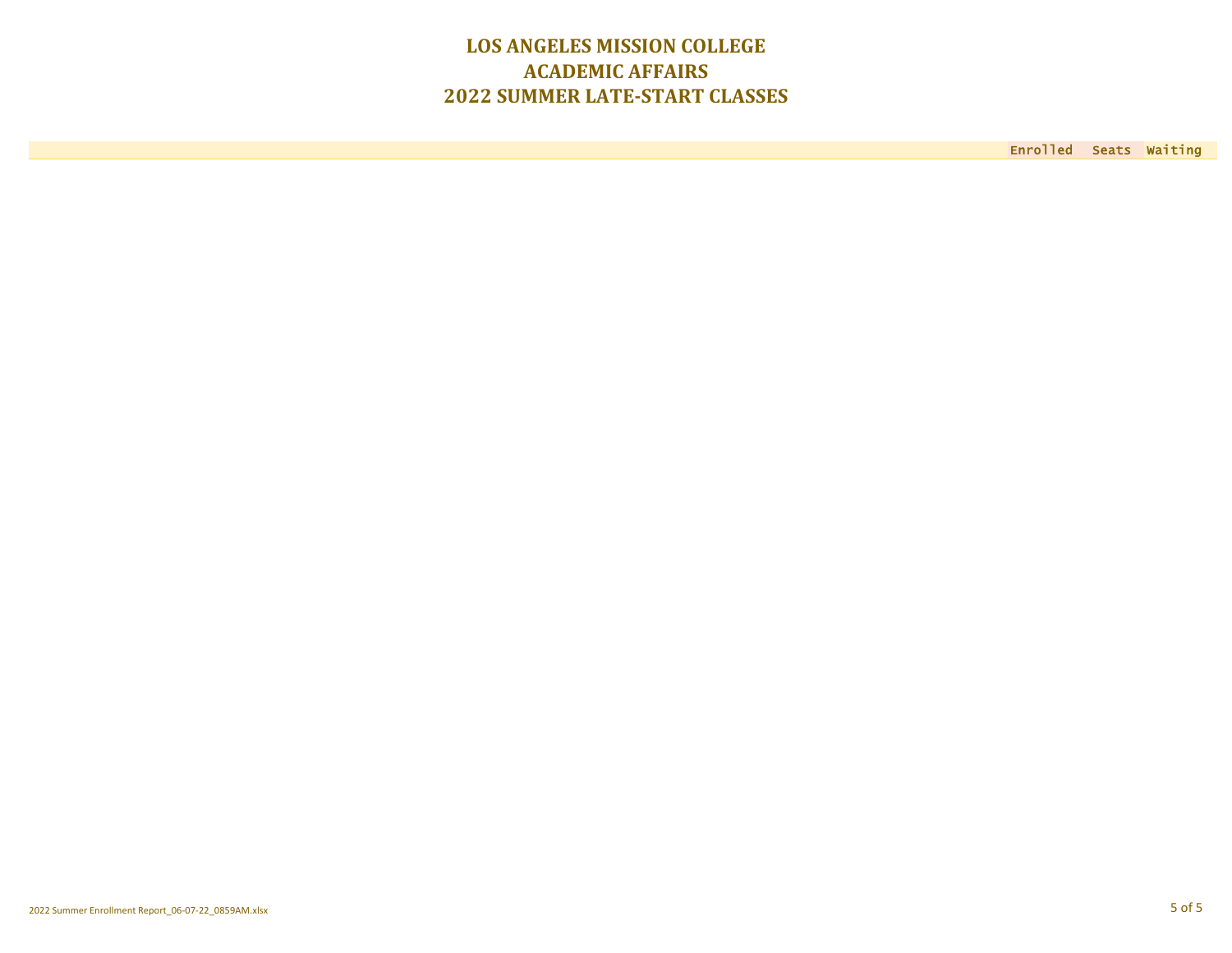# LOS ANGELES MISSION COLLEGE
# ACADEMIC AFFAIRS
# 2022 SUMMER LATE-START CLASSES

| Enrolled | Seats | Waiting |
|---|---|---|